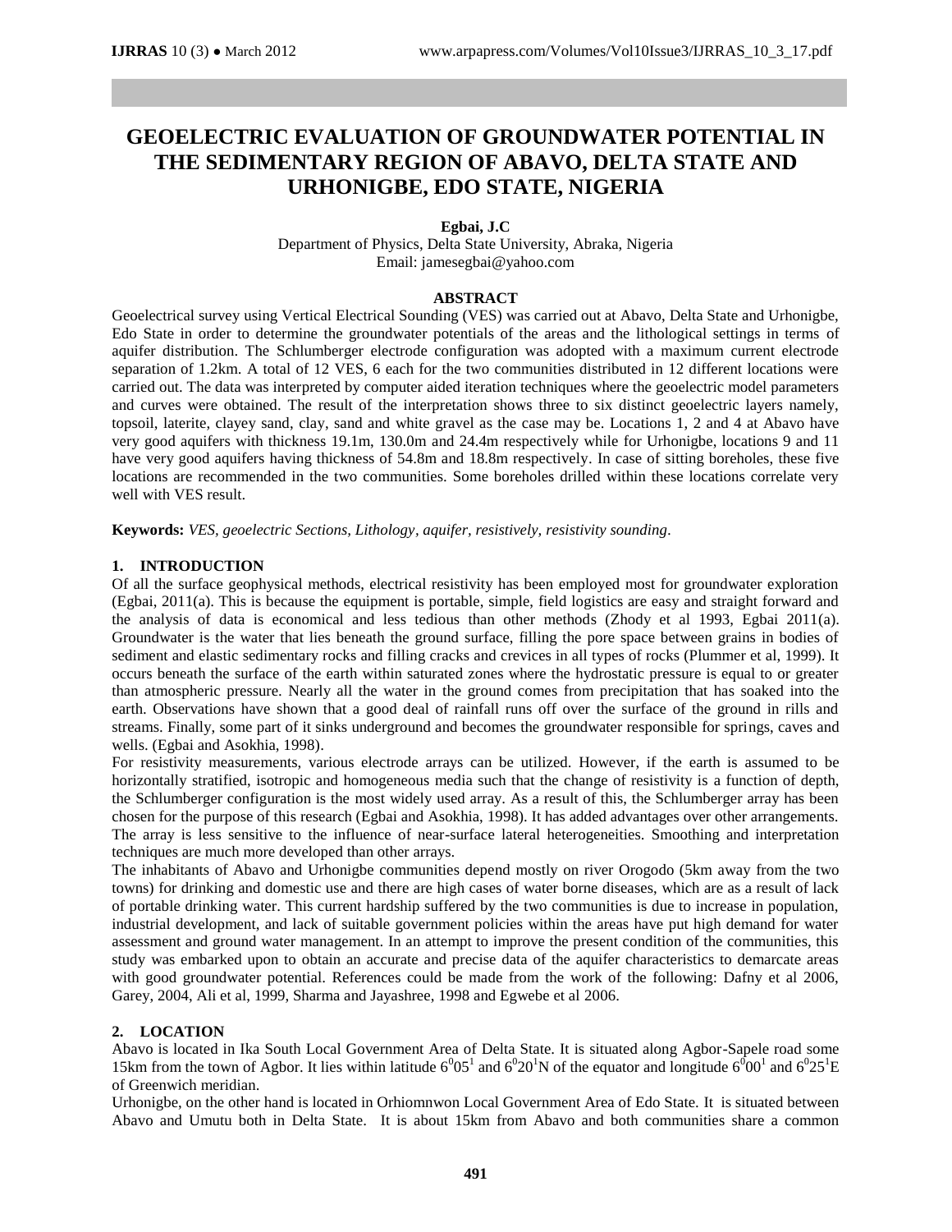# GEOELECTRIC EVALUATION OF GROUNDWATER POTENTIAL IN THE SEDIMENTARY REGION OF ABAVO, DELTA STATE AND URHONIGBE, EDO STATE, NIGERIA

**Egbai, J.C**

Department of Physics, Delta State University, Abraka, Nigeria

Email: jamesegbai@yahoo.com

## ABSTRACT

Geoelectrical survey using Vertical Electrical Sounding (VES) was carried out at Abavo, Delta State and Urhonigbe, Edo State in order to determine the groundwater potentials of the areas and the lithological settings in terms of aquifer distribution. The Schlumberger electrode configuration was adopted with a maximum current electrode separation of 1.2km. A total of 12 VES, 6 each for the two communities distributed in 12 different locations were carried out. The data was interpreted by computer aided iteration techniques where the geoelectric model parameters and curves were obtained. The result of the interpretation shows three to six distinct geoelectric layers namely, topsoil, laterite, clayey sand, clay, sand and white gravel as the case may be. Locations 1, 2 and 4 at Abavo have very good aquifers with thickness 19.1m, 130.0m and 24.4m respectively while for Urhonigbe, locations 9 and 11 have very good aquifers having thickness of 54.8m and 18.8m respectively. In case of sitting boreholes, these five locations are recommended in the two communities. Some boreholes drilled within these locations correlate very well with VES result.

**Keywords:** *VES, geoelectric Sections, Lithology, aquifer, resistively, resistivity sounding.*

## 1. INTRODUCTION

Of all the surface geophysical methods, electrical resistivity has been employed most for groundwater exploration (Egbai, 2011(a). This is because the equipment is portable, simple, field logistics are easy and straight forward and the analysis of data is economical and less tedious than other methods (Zhody et al 1993, Egbai 2011(a). Groundwater is the water that lies beneath the ground surface, filling the pore space between grains in bodies of sediment and elastic sedimentary rocks and filling cracks and crevices in all types of rocks (Plummer et al, 1999). It occurs beneath the surface of the earth within saturated zones where the hydrostatic pressure is equal to or greater than atmospheric pressure. Nearly all the water in the ground comes from precipitation that has soaked into the earth. Observations have shown that a good deal of rainfall runs off over the surface of the ground in rills and streams. Finally, some part of it sinks underground and becomes the groundwater responsible for springs, caves and wells. (Egbai and Asokhia, 1998).

For resistivity measurements, various electrode arrays can be utilized. However, if the earth is assumed to be horizontally stratified, isotropic and homogeneous media such that the change of resistivity is a function of depth, the Schlumberger configuration is the most widely used array. As a result of this, the Schlumberger array has been chosen for the purpose of this research (Egbai and Asokhia, 1998). It has added advantages over other arrangements. The array is less sensitive to the influence of near-surface lateral heterogeneities. Smoothing and interpretation techniques are much more developed than other arrays.

The inhabitants of Abavo and Urhonigbe communities depend mostly on river Orogodo (5km away from the two towns) for drinking and domestic use and there are high cases of water borne diseases, which are as a result of lack of portable drinking water. This current hardship suffered by the two communities is due to increase in population, industrial development, and lack of suitable government policies within the areas have put high demand for water assessment and ground water management. In an attempt to improve the present condition of the communities, this study was embarked upon to obtain an accurate and precise data of the aquifer characteristics to demarcate areas with good groundwater potential. References could be made from the work of the following: Dafny et al 2006, Garey, 2004, Ali et al, 1999, Sharma and Jayashree, 1998 and Egwebe et al 2006.

## 2. LOCATION

Abavo is located in Ika South Local Government Area of Delta State. It is situated along Agbor-Sapele road some 15km from the town of Agbor. It lies within latitude $6^0 05^1$ and $6^0 20^1$N of the equator and longitude $6^0 00^1$ and $6^0 25^1$E of Greenwich meridian.

Urhonigbe, on the other hand is located in Orhiomnwon Local Government Area of Edo State. It is situated between Abavo and Umutu both in Delta State. It is about 15km from Abavo and both communities share a common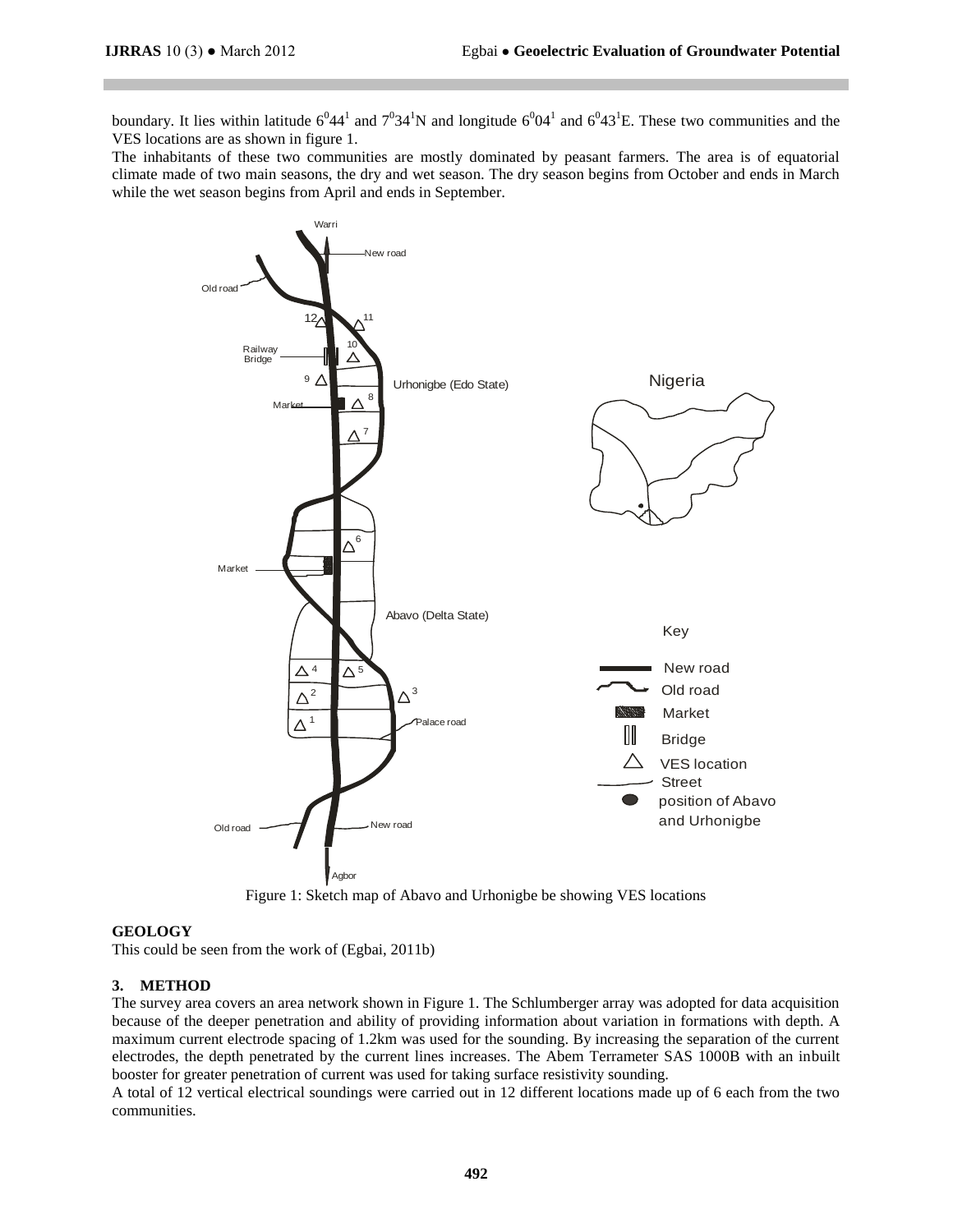boundary. It lies within latitude $6^0 44^1$ and $7^0 34^1$N and longitude $6^0 04^1$ and $6^0 43^1$E. These two communities and the VES locations are as shown in figure 1.

The inhabitants of these two communities are mostly dominated by peasant farmers. The area is of equatorial climate made of two main seasons, the dry and wet season. The dry season begins from October and ends in March while the wet season begins from April and ends in September.

Figure 1: Sketch map of Abavo and Urhonigbe be showing VES locations

## GEOLOGY

This could be seen from the work of (Egbai, 2011b)

## 3. METHOD

The survey area covers an area network shown in Figure 1. The Schlumberger array was adopted for data acquisition because of the deeper penetration and ability of providing information about variation in formations with depth. A maximum current electrode spacing of 1.2km was used for the sounding. By increasing the separation of the current electrodes, the depth penetrated by the current lines increases. The Abem Terrameter SAS 1000B with an inbuilt booster for greater penetration of current was used for taking surface resistivity sounding.

A total of 12 vertical electrical soundings were carried out in 12 different locations made up of 6 each from the two communities.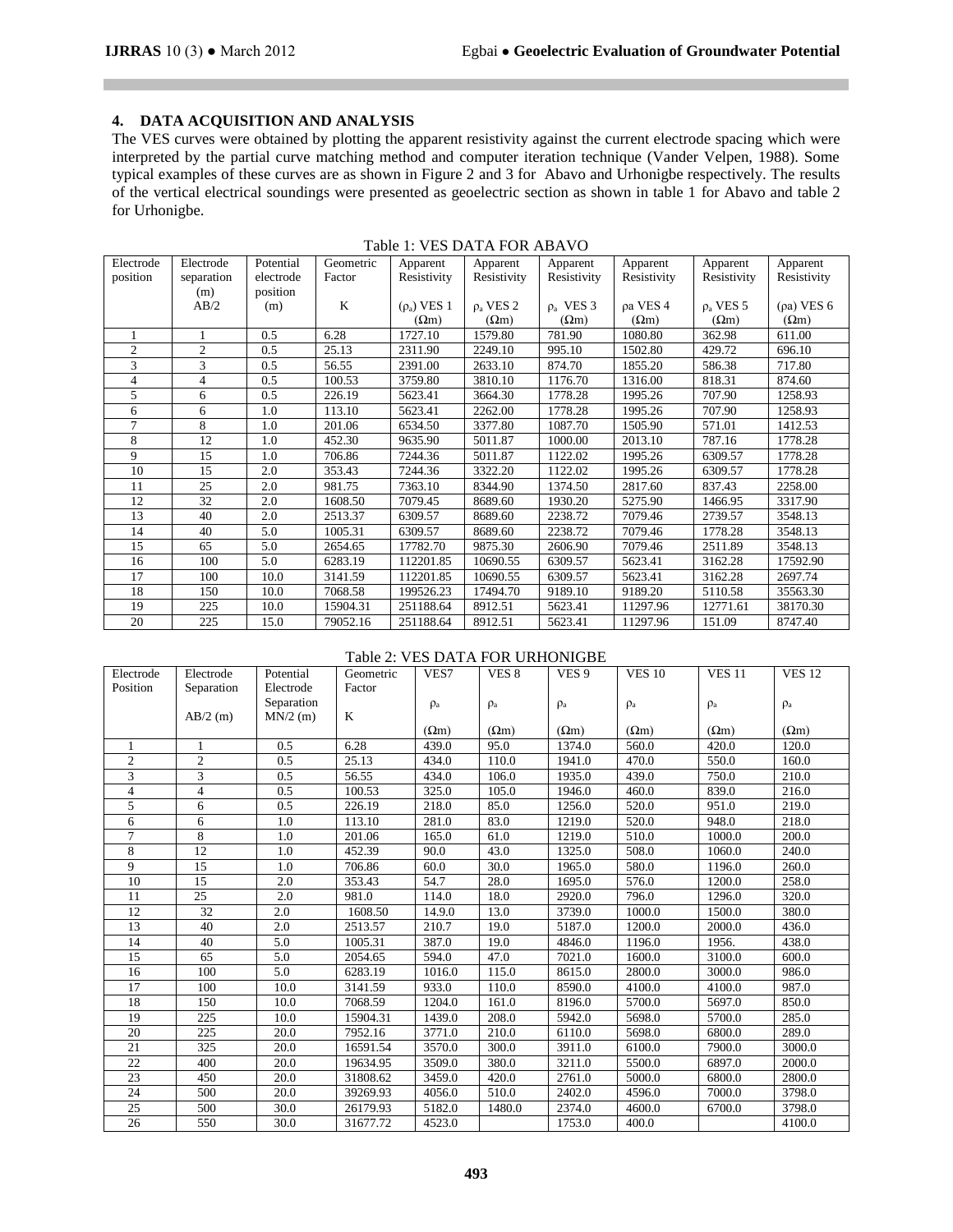## 4. DATA ACQUISITION AND ANALYSIS

The VES curves were obtained by plotting the apparent resistivity against the current electrode spacing which were interpreted by the partial curve matching method and computer iteration technique (Vander Velpen, 1988). Some typical examples of these curves are as shown in Figure 2 and 3 for Abavo and Urhonigbe respectively. The results of the vertical electrical soundings were presented as geoelectric section as shown in table 1 for Abavo and table 2 for Urhonigbe.

Table 1: VES DATA FOR ABAVO

| Electrode position | Electrode separation (m) AB/2 | Potential electrode position (m) | Geometric Factor K | Apparent Resistivity ($\rho_a$) VES 1 ($\Omega$m) | Apparent Resistivity $\rho_a$ VES 2 ($\Omega$m) | Apparent Resistivity $\rho_a$ VES 3 ($\Omega$m) | Apparent Resistivity ρa VES 4 ($\Omega$m) | Apparent Resistivity $\rho_a$ VES 5 ($\Omega$m) | Apparent Resistivity (ρa) VES 6 ($\Omega$m) |
|---|---|---|---|---|---|---|---|---|---|
| 1 | 1 | 0.5 | 6.28 | 1727.10 | 1579.80 | 781.90 | 1080.80 | 362.98 | 611.00 |
| 2 | 2 | 0.5 | 25.13 | 2311.90 | 2249.10 | 995.10 | 1502.80 | 429.72 | 696.10 |
| 3 | 3 | 0.5 | 56.55 | 2391.00 | 2633.10 | 874.70 | 1855.20 | 586.38 | 717.80 |
| 4 | 4 | 0.5 | 100.53 | 3759.80 | 3810.10 | 1176.70 | 1316.00 | 818.31 | 874.60 |
| 5 | 6 | 0.5 | 226.19 | 5623.41 | 3664.30 | 1778.28 | 1995.26 | 707.90 | 1258.93 |
| 6 | 6 | 1.0 | 113.10 | 5623.41 | 2262.00 | 1778.28 | 1995.26 | 707.90 | 1258.93 |
| 7 | 8 | 1.0 | 201.06 | 6534.50 | 3377.80 | 1087.70 | 1505.90 | 571.01 | 1412.53 |
| 8 | 12 | 1.0 | 452.30 | 9635.90 | 5011.87 | 1000.00 | 2013.10 | 787.16 | 1778.28 |
| 9 | 15 | 1.0 | 706.86 | 7244.36 | 5011.87 | 1122.02 | 1995.26 | 6309.57 | 1778.28 |
| 10 | 15 | 2.0 | 353.43 | 7244.36 | 3322.20 | 1122.02 | 1995.26 | 6309.57 | 1778.28 |
| 11 | 25 | 2.0 | 981.75 | 7363.10 | 8344.90 | 1374.50 | 2817.60 | 837.43 | 2258.00 |
| 12 | 32 | 2.0 | 1608.50 | 7079.45 | 8689.60 | 1930.20 | 5275.90 | 1466.95 | 3317.90 |
| 13 | 40 | 2.0 | 2513.37 | 6309.57 | 8689.60 | 2238.72 | 7079.46 | 2739.57 | 3548.13 |
| 14 | 40 | 5.0 | 1005.31 | 6309.57 | 8689.60 | 2238.72 | 7079.46 | 1778.28 | 3548.13 |
| 15 | 65 | 5.0 | 2654.65 | 17782.70 | 9875.30 | 2606.90 | 7079.46 | 2511.89 | 3548.13 |
| 16 | 100 | 5.0 | 6283.19 | 112201.85 | 10690.55 | 6309.57 | 5623.41 | 3162.28 | 17592.90 |
| 17 | 100 | 10.0 | 3141.59 | 112201.85 | 10690.55 | 6309.57 | 5623.41 | 3162.28 | 2697.74 |
| 18 | 150 | 10.0 | 7068.58 | 199526.23 | 17494.70 | 9189.10 | 9189.20 | 5110.58 | 35563.30 |
| 19 | 225 | 10.0 | 15904.31 | 251188.64 | 8912.51 | 5623.41 | 11297.96 | 12771.61 | 38170.30 |
| 20 | 225 | 15.0 | 79052.16 | 251188.64 | 8912.51 | 5623.41 | 11297.96 | 151.09 | 8747.40 |

Table 2: VES DATA FOR URHONIGBE

| Electrode Position | Electrode Separation AB/2 (m) | Potential Electrode Separation MN/2 (m) | Geometric Factor K | VES7 $\rho_a$ ($\Omega$m) | VES 8 $\rho_a$ ($\Omega$m) | VES 9 $\rho_a$ ($\Omega$m) | VES 10 $\rho_a$ ($\Omega$m) | VES 11 $\rho_a$ ($\Omega$m) | VES 12 $\rho_a$ ($\Omega$m) |
|---|---|---|---|---|---|---|---|---|---|
| 1 | 1 | 0.5 | 6.28 | 439.0 | 95.0 | 1374.0 | 560.0 | 420.0 | 120.0 |
| 2 | 2 | 0.5 | 25.13 | 434.0 | 110.0 | 1941.0 | 470.0 | 550.0 | 160.0 |
| 3 | 3 | 0.5 | 56.55 | 434.0 | 106.0 | 1935.0 | 439.0 | 750.0 | 210.0 |
| 4 | 4 | 0.5 | 100.53 | 325.0 | 105.0 | 1946.0 | 460.0 | 839.0 | 216.0 |
| 5 | 6 | 0.5 | 226.19 | 218.0 | 85.0 | 1256.0 | 520.0 | 951.0 | 219.0 |
| 6 | 6 | 1.0 | 113.10 | 281.0 | 83.0 | 1219.0 | 520.0 | 948.0 | 218.0 |
| 7 | 8 | 1.0 | 201.06 | 165.0 | 61.0 | 1219.0 | 510.0 | 1000.0 | 200.0 |
| 8 | 12 | 1.0 | 452.39 | 90.0 | 43.0 | 1325.0 | 508.0 | 1060.0 | 240.0 |
| 9 | 15 | 1.0 | 706.86 | 60.0 | 30.0 | 1965.0 | 580.0 | 1196.0 | 260.0 |
| 10 | 15 | 2.0 | 353.43 | 54.7 | 28.0 | 1695.0 | 576.0 | 1200.0 | 258.0 |
| 11 | 25 | 2.0 | 981.0 | 114.0 | 18.0 | 2920.0 | 796.0 | 1296.0 | 320.0 |
| 12 | 32 | 2.0 | 1608.50 | 14.9.0 | 13.0 | 3739.0 | 1000.0 | 1500.0 | 380.0 |
| 13 | 40 | 2.0 | 2513.57 | 210.7 | 19.0 | 5187.0 | 1200.0 | 2000.0 | 436.0 |
| 14 | 40 | 5.0 | 1005.31 | 387.0 | 19.0 | 4846.0 | 1196.0 | 1956. | 438.0 |
| 15 | 65 | 5.0 | 2054.65 | 594.0 | 47.0 | 7021.0 | 1600.0 | 3100.0 | 600.0 |
| 16 | 100 | 5.0 | 6283.19 | 1016.0 | 115.0 | 8615.0 | 2800.0 | 3000.0 | 986.0 |
| 17 | 100 | 10.0 | 3141.59 | 933.0 | 110.0 | 8590.0 | 4100.0 | 4100.0 | 987.0 |
| 18 | 150 | 10.0 | 7068.59 | 1204.0 | 161.0 | 8196.0 | 5700.0 | 5697.0 | 850.0 |
| 19 | 225 | 10.0 | 15904.31 | 1439.0 | 208.0 | 5942.0 | 5698.0 | 5700.0 | 285.0 |
| 20 | 225 | 20.0 | 7952.16 | 3771.0 | 210.0 | 6110.0 | 5698.0 | 6800.0 | 289.0 |
| 21 | 325 | 20.0 | 16591.54 | 3570.0 | 300.0 | 3911.0 | 6100.0 | 7900.0 | 3000.0 |
| 22 | 400 | 20.0 | 19634.95 | 3509.0 | 380.0 | 3211.0 | 5500.0 | 6897.0 | 2000.0 |
| 23 | 450 | 20.0 | 31808.62 | 3459.0 | 420.0 | 2761.0 | 5000.0 | 6800.0 | 2800.0 |
| 24 | 500 | 20.0 | 39269.93 | 4056.0 | 510.0 | 2402.0 | 4596.0 | 7000.0 | 3798.0 |
| 25 | 500 | 30.0 | 26179.93 | 5182.0 | 1480.0 | 2374.0 | 4600.0 | 6700.0 | 3798.0 |
| 26 | 550 | 30.0 | 31677.72 | 4523.0 | | 1753.0 | 400.0 | | 4100.0 |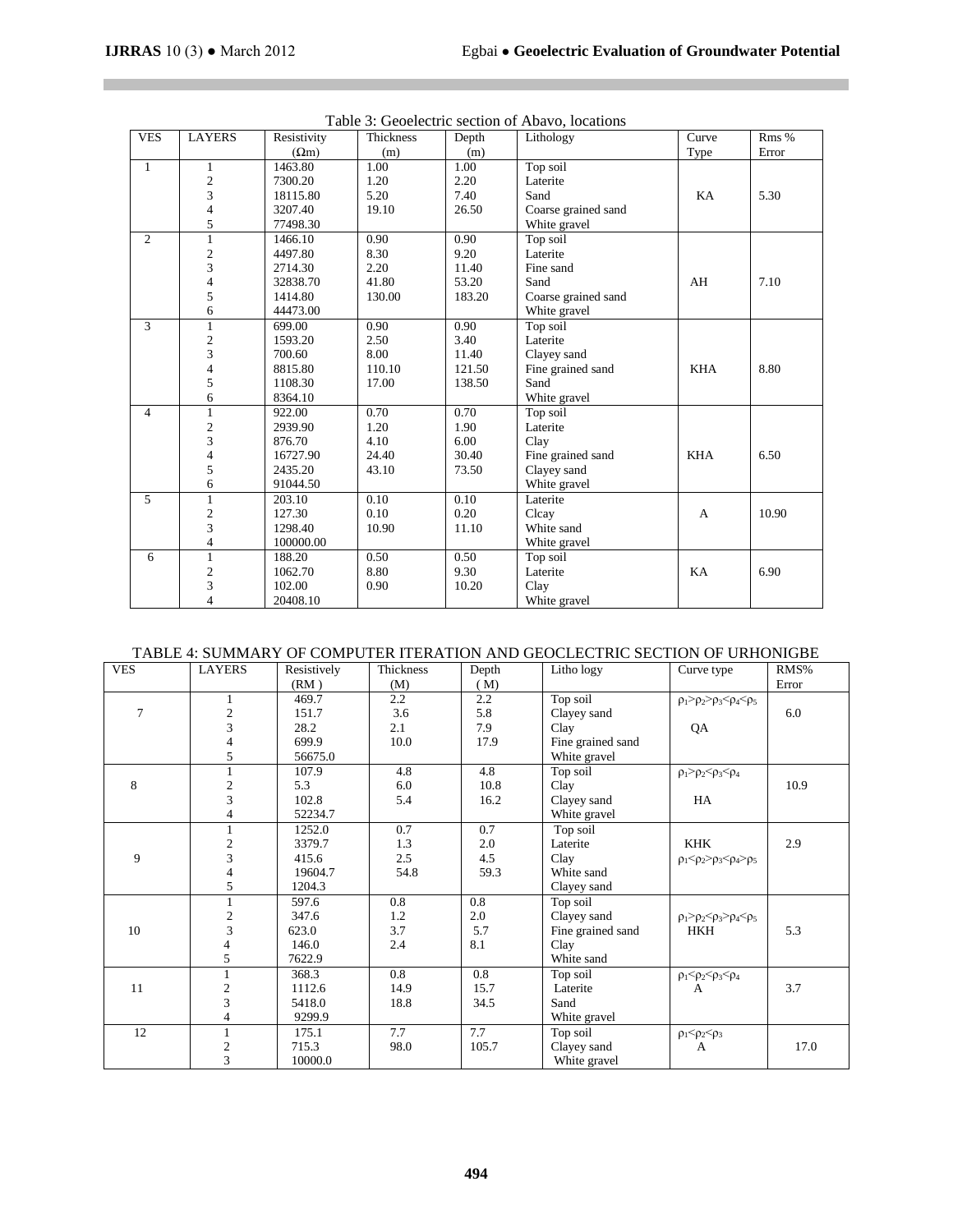Table 3: Geoelectric section of Abavo, locations

| VES | LAYERS | Resistivity (Ωm) | Thickness (m) | Depth (m) | Lithology | Curve Type | Rms % Error |
|---|---|---|---|---|---|---|---|
| 1 | 1 | 1463.80 | 1.00 | 1.00 | Top soil | KA | 5.30 |
| | 2 | 7300.20 | 1.20 | 2.20 | Laterite | | |
| | 3 | 18115.80 | 5.20 | 7.40 | Sand | | |
| | 4 | 3207.40 | 19.10 | 26.50 | Coarse grained sand | | |
| | 5 | 77498.30 | | | White gravel | | |
| 2 | 1 | 1466.10 | 0.90 | 0.90 | Top soil | AH | 7.10 |
| | 2 | 4497.80 | 8.30 | 9.20 | Laterite | | |
| | 3 | 2714.30 | 2.20 | 11.40 | Fine sand | | |
| | 4 | 32838.70 | 41.80 | 53.20 | Sand | | |
| | 5 | 1414.80 | 130.00 | 183.20 | Coarse grained sand | | |
| | 6 | 44473.00 | | | White gravel | | |
| 3 | 1 | 699.00 | 0.90 | 0.90 | Top soil | KHA | 8.80 |
| | 2 | 1593.20 | 2.50 | 3.40 | Laterite | | |
| | 3 | 700.60 | 8.00 | 11.40 | Clayey sand | | |
| | 4 | 8815.80 | 110.10 | 121.50 | Fine grained sand | | |
| | 5 | 1108.30 | 17.00 | 138.50 | Sand | | |
| | 6 | 8364.10 | | | White gravel | | |
| 4 | 1 | 922.00 | 0.70 | 0.70 | Top soil | KHA | 6.50 |
| | 2 | 2939.90 | 1.20 | 1.90 | Laterite | | |
| | 3 | 876.70 | 4.10 | 6.00 | Clay | | |
| | 4 | 16727.90 | 24.40 | 30.40 | Fine grained sand | | |
| | 5 | 2435.20 | 43.10 | 73.50 | Clayey sand | | |
| | 6 | 91044.50 | | | White gravel | | |
| 5 | 1 | 203.10 | 0.10 | 0.10 | Laterite | A | 10.90 |
| | 2 | 127.30 | 0.10 | 0.20 | Clcay | | |
| | 3 | 1298.40 | 10.90 | 11.10 | White sand | | |
| | 4 | 100000.00 | | | White gravel | | |
| 6 | 1 | 188.20 | 0.50 | 0.50 | Top soil | KA | 6.90 |
| | 2 | 1062.70 | 8.80 | 9.30 | Laterite | | |
| | 3 | 102.00 | 0.90 | 10.20 | Clay | | |
| | 4 | 20408.10 | | | White gravel | | |

TABLE 4: SUMMARY OF COMPUTER ITERATION AND GEOCLECTRIC SECTION OF URHONIGBE

| VES | LAYERS | Resistively (RM ) | Thickness (M) | Depth ( M) | Litho logy | Curve type | RMS% Error |
|---|---|---|---|---|---|---|---|
| 7 | 1 | 469.7 | 2.2 | 2.2 | Top soil | $\rho_1>\rho_2>\rho_3<\rho_4<\rho_5$ | 6.0 |
| | 2 | 151.7 | 3.6 | 5.8 | Clayey sand | | |
| | 3 | 28.2 | 2.1 | 7.9 | Clay | QA | |
| | 4 | 699.9 | 10.0 | 17.9 | Fine grained sand | | |
| | 5 | 56675.0 | | | White gravel | | |
| 8 | 1 | 107.9 | 4.8 | 4.8 | Top soil | $\rho_1>\rho_2<\rho_3<\rho_4$ | 10.9 |
| | 2 | 5.3 | 6.0 | 10.8 | Clay | | |
| | 3 | 102.8 | 5.4 | 16.2 | Clayey sand | HA | |
| | 4 | 52234.7 | | | White gravel | | |
| 9 | 1 | 1252.0 | 0.7 | 0.7 | Top soil | | |
| | 2 | 3379.7 | 1.3 | 2.0 | Laterite | KHK | 2.9 |
| | 3 | 415.6 | 2.5 | 4.5 | Clay | $\rho_1<\rho_2>\rho_3<\rho_4>\rho_5$ | |
| | 4 | 19604.7 | 54.8 | 59.3 | White sand | | |
| | 5 | 1204.3 | | | Clayey sand | | |
| 10 | 1 | 597.6 | 0.8 | 0.8 | Top soil | | |
| | 2 | 347.6 | 1.2 | 2.0 | Clayey sand | $\rho_1>\rho_2<\rho_3>\rho_4<\rho_5$ | |
| | 3 | 623.0 | 3.7 | 5.7 | Fine grained sand | HKH | 5.3 |
| | 4 | 146.0 | 2.4 | 8.1 | Clay | | |
| | 5 | 7622.9 | | | White sand | | |
| 11 | 1 | 368.3 | 0.8 | 0.8 | Top soil | $\rho_1<\rho_2<\rho_3<\rho_4$ | 3.7 |
| | 2 | 1112.6 | 14.9 | 15.7 | Laterite | A | |
| | 3 | 5418.0 | 18.8 | 34.5 | Sand | | |
| | 4 | 9299.9 | | | White gravel | | |
| 12 | 1 | 175.1 | 7.7 | 7.7 | Top soil | $\rho_1<\rho_2<\rho_3$ | 17.0 |
| | 2 | 715.3 | 98.0 | 105.7 | Clayey sand | A | |
| | 3 | 10000.0 | | | White gravel | | |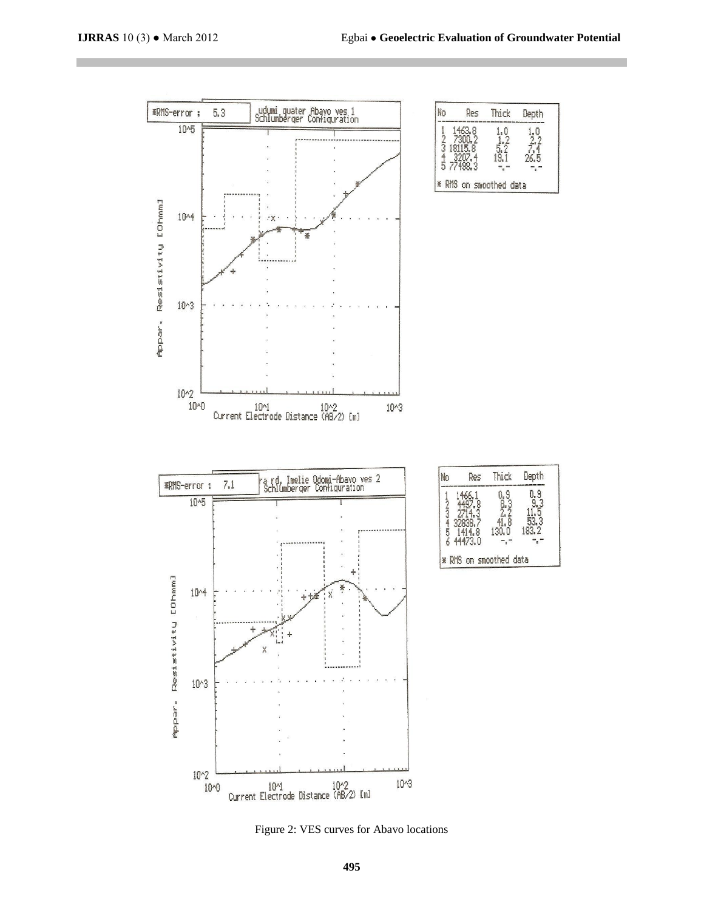| No | Res | Thick | Depth |
|---|---|---|---|
| 1 | 1463.8 | 1.0 | 1.0 |
| 2 | 7300.2 | 1.2 | 2.2 |
| 3 | 18115.8 | 5.2 | 7.4 |
| 4 | 3207.4 | 19.1 | 26.5 |
| 5 | 77498.3 | -.- | -.- |

* RMS on smoothed data

| No | Res | Thick | Depth |
|---|---|---|---|
| 1 | 1466.1 | 0.9 | 0.9 |
| 2 | 4497.8 | 8.3 | 9.3 |
| 3 | 2714.3 | 2.2 | 11.5 |
| 4 | 32838.7 | 41.8 | 53.3 |
| 5 | 1414.8 | 130.0 | 183.2 |
| 6 | 44473.0 | -.- | -.- |

* RMS on smoothed data

Figure 2: VES curves for Abavo locations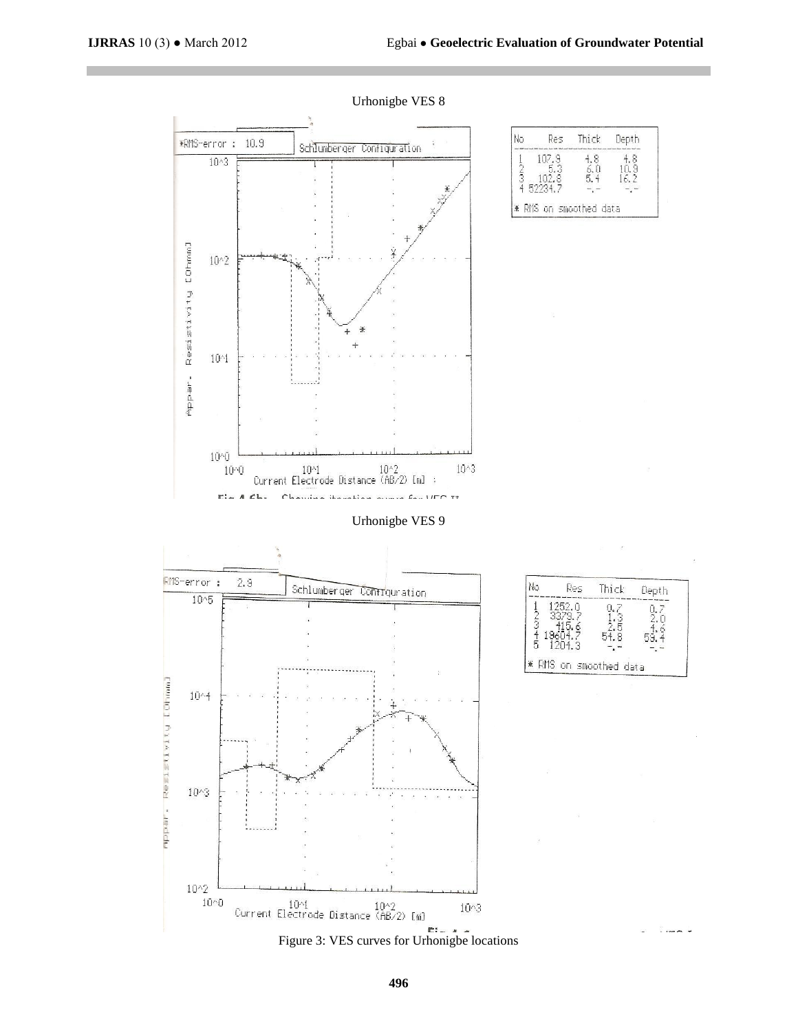Urhonigbe VES 8

| No | Res | Thick | Depth |
|---|---|---|---|
| 1 | 107.9 | 4.8 | 4.8 |
| 2 | 5.3 | 6.0 | 10.9 |
| 3 | 102.8 | 5.4 | 16.2 |
| 4 | 52234.7 | -.- | -.- |

* RMS on smoothed data

Urhonigbe VES 9

| No | Res | Thick | Depth |
|---|---|---|---|
| 1 | 1252.0 | 0.7 | 0.7 |
| 2 | 3379.7 | 1.3 | 2.0 |
| 3 | 415.6 | 2.6 | 4.6 |
| 4 | 18604.7 | 54.8 | 59.4 |
| 5 | 1204.3 | -.- | -.- |

* RMS on smoothed data

Figure 3: VES curves for Urhonigbe locations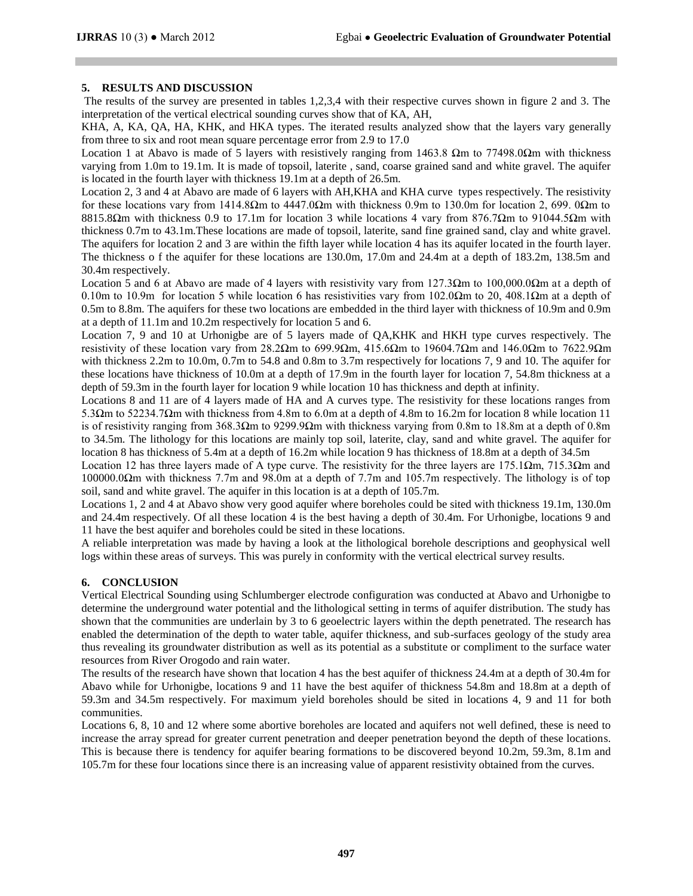## 5. RESULTS AND DISCUSSION

The results of the survey are presented in tables 1,2,3,4 with their respective curves shown in figure 2 and 3. The interpretation of the vertical electrical sounding curves show that of KA, AH, KHA, A, KA, QA, HA, KHK, and HKA types. The iterated results analyzed show that the layers vary generally from three to six and root mean square percentage error from 2.9 to 17.0

Location 1 at Abavo is made of 5 layers with resistively ranging from 1463.8 Ωm to 77498.0Ωm with thickness varying from 1.0m to 19.1m. It is made of topsoil, laterite , sand, coarse grained sand and white gravel. The aquifer is located in the fourth layer with thickness 19.1m at a depth of 26.5m.

Location 2, 3 and 4 at Abavo are made of 6 layers with AH,KHA and KHA curve types respectively. The resistivity for these locations vary from 1414.8Ωm to 4447.0Ωm with thickness 0.9m to 130.0m for location 2, 699. 0Ωm to 8815.8Ωm with thickness 0.9 to 17.1m for location 3 while locations 4 vary from 876.7Ωm to 91044.5Ωm with thickness 0.7m to 43.1m.These locations are made of topsoil, laterite, sand fine grained sand, clay and white gravel. The aquifers for location 2 and 3 are within the fifth layer while location 4 has its aquifer located in the fourth layer. The thickness o f the aquifer for these locations are 130.0m, 17.0m and 24.4m at a depth of 183.2m, 138.5m and 30.4m respectively.

Location 5 and 6 at Abavo are made of 4 layers with resistivity vary from 127.3Ωm to 100,000.0Ωm at a depth of 0.10m to 10.9m for location 5 while location 6 has resistivities vary from 102.0Ωm to 20, 408.1Ωm at a depth of 0.5m to 8.8m. The aquifers for these two locations are embedded in the third layer with thickness of 10.9m and 0.9m at a depth of 11.1m and 10.2m respectively for location 5 and 6.

Location 7, 9 and 10 at Urhonigbe are of 5 layers made of QA,KHK and HKH type curves respectively. The resistivity of these location vary from 28.2Ωm to 699.9Ωm, 415.6Ωm to 19604.7Ωm and 146.0Ωm to 7622.9Ωm with thickness 2.2m to 10.0m, 0.7m to 54.8 and 0.8m to 3.7m respectively for locations 7, 9 and 10. The aquifer for these locations have thickness of 10.0m at a depth of 17.9m in the fourth layer for location 7, 54.8m thickness at a depth of 59.3m in the fourth layer for location 9 while location 10 has thickness and depth at infinity.

Locations 8 and 11 are of 4 layers made of HA and A curves type. The resistivity for these locations ranges from 5.3Ωm to 52234.7Ωm with thickness from 4.8m to 6.0m at a depth of 4.8m to 16.2m for location 8 while location 11 is of resistivity ranging from 368.3Ωm to 9299.9Ωm with thickness varying from 0.8m to 18.8m at a depth of 0.8m to 34.5m. The lithology for this locations are mainly top soil, laterite, clay, sand and white gravel. The aquifer for location 8 has thickness of 5.4m at a depth of 16.2m while location 9 has thickness of 18.8m at a depth of 34.5m

Location 12 has three layers made of A type curve. The resistivity for the three layers are 175.1Ωm, 715.3Ωm and 100000.0Ωm with thickness 7.7m and 98.0m at a depth of 7.7m and 105.7m respectively. The lithology is of top soil, sand and white gravel. The aquifer in this location is at a depth of 105.7m.

Locations 1, 2 and 4 at Abavo show very good aquifer where boreholes could be sited with thickness 19.1m, 130.0m and 24.4m respectively. Of all these location 4 is the best having a depth of 30.4m. For Urhonigbe, locations 9 and 11 have the best aquifer and boreholes could be sited in these locations.

A reliable interpretation was made by having a look at the lithological borehole descriptions and geophysical well logs within these areas of surveys. This was purely in conformity with the vertical electrical survey results.

## 6. CONCLUSION

Vertical Electrical Sounding using Schlumberger electrode configuration was conducted at Abavo and Urhonigbe to determine the underground water potential and the lithological setting in terms of aquifer distribution. The study has shown that the communities are underlain by 3 to 6 geoelectric layers within the depth penetrated. The research has enabled the determination of the depth to water table, aquifer thickness, and sub-surfaces geology of the study area thus revealing its groundwater distribution as well as its potential as a substitute or compliment to the surface water resources from River Orogodo and rain water.

The results of the research have shown that location 4 has the best aquifer of thickness 24.4m at a depth of 30.4m for Abavo while for Urhonigbe, locations 9 and 11 have the best aquifer of thickness 54.8m and 18.8m at a depth of 59.3m and 34.5m respectively. For maximum yield boreholes should be sited in locations 4, 9 and 11 for both communities.

Locations 6, 8, 10 and 12 where some abortive boreholes are located and aquifers not well defined, these is need to increase the array spread for greater current penetration and deeper penetration beyond the depth of these locations. This is because there is tendency for aquifer bearing formations to be discovered beyond 10.2m, 59.3m, 8.1m and 105.7m for these four locations since there is an increasing value of apparent resistivity obtained from the curves.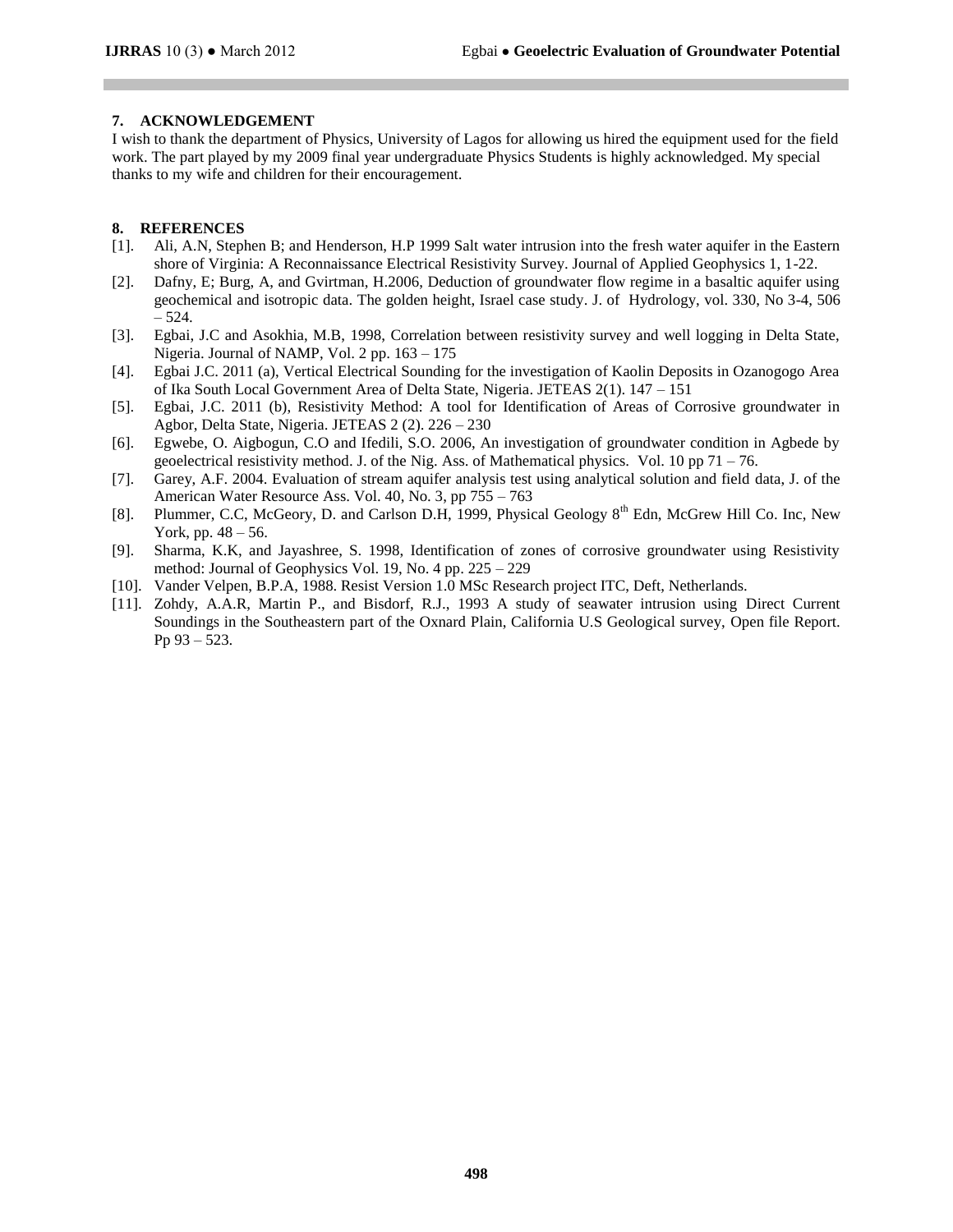## 7. ACKNOWLEDGEMENT

I wish to thank the department of Physics, University of Lagos for allowing us hired the equipment used for the field work. The part played by my 2009 final year undergraduate Physics Students is highly acknowledged. My special thanks to my wife and children for their encouragement.

## 8. REFERENCES

[1]. Ali, A.N, Stephen B; and Henderson, H.P 1999 Salt water intrusion into the fresh water aquifer in the Eastern shore of Virginia: A Reconnaissance Electrical Resistivity Survey. Journal of Applied Geophysics 1, 1-22.

[2]. Dafny, E; Burg, A, and Gvirtman, H.2006, Deduction of groundwater flow regime in a basaltic aquifer using geochemical and isotropic data. The golden height, Israel case study. J. of Hydrology, vol. 330, No 3-4, 506 – 524.

[3]. Egbai, J.C and Asokhia, M.B, 1998, Correlation between resistivity survey and well logging in Delta State, Nigeria. Journal of NAMP, Vol. 2 pp. 163 – 175

[4]. Egbai J.C. 2011 (a), Vertical Electrical Sounding for the investigation of Kaolin Deposits in Ozanogogo Area of Ika South Local Government Area of Delta State, Nigeria. JETEAS 2(1). 147 – 151

[5]. Egbai, J.C. 2011 (b), Resistivity Method: A tool for Identification of Areas of Corrosive groundwater in Agbor, Delta State, Nigeria. JETEAS 2 (2). 226 – 230

[6]. Egwebe, O. Aigbogun, C.O and Ifedili, S.O. 2006, An investigation of groundwater condition in Agbede by geoelectrical resistivity method. J. of the Nig. Ass. of Mathematical physics. Vol. 10 pp 71 – 76.

[7]. Garey, A.F. 2004. Evaluation of stream aquifer analysis test using analytical solution and field data, J. of the American Water Resource Ass. Vol. 40, No. 3, pp 755 – 763

[8]. Plummer, C.C, McGeory, D. and Carlson D.H, 1999, Physical Geology 8th Edn, McGrew Hill Co. Inc, New York, pp. 48 – 56.

[9]. Sharma, K.K, and Jayashree, S. 1998, Identification of zones of corrosive groundwater using Resistivity method: Journal of Geophysics Vol. 19, No. 4 pp. 225 – 229

[10]. Vander Velpen, B.P.A, 1988. Resist Version 1.0 MSc Research project ITC, Deft, Netherlands.

[11]. Zohdy, A.A.R, Martin P., and Bisdorf, R.J., 1993 A study of seawater intrusion using Direct Current Soundings in the Southeastern part of the Oxnard Plain, California U.S Geological survey, Open file Report. Pp 93 – 523.